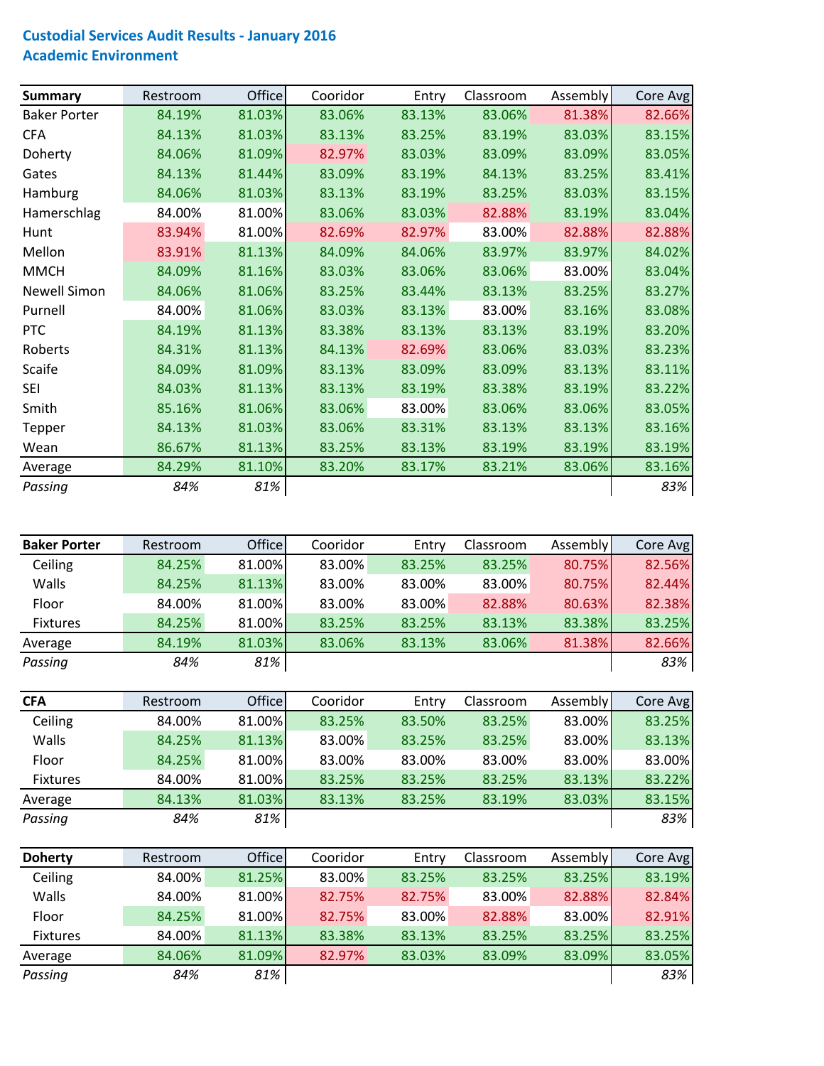# Custodial Services Audit Results - January 2016
## Academic Environment

| Summary | Restroom | Office | Cooridor | Entry | Classroom | Assembly | Core Avg |
|---|---|---|---|---|---|---|---|
| Baker Porter | 84.19% | 81.03% | 83.06% | 83.13% | 83.06% | 81.38% | 82.66% |
| CFA | 84.13% | 81.03% | 83.13% | 83.25% | 83.19% | 83.03% | 83.15% |
| Doherty | 84.06% | 81.09% | 82.97% | 83.03% | 83.09% | 83.09% | 83.05% |
| Gates | 84.13% | 81.44% | 83.09% | 83.19% | 84.13% | 83.25% | 83.41% |
| Hamburg | 84.06% | 81.03% | 83.13% | 83.19% | 83.25% | 83.03% | 83.15% |
| Hamerschlag | 84.00% | 81.00% | 83.06% | 83.03% | 82.88% | 83.19% | 83.04% |
| Hunt | 83.94% | 81.00% | 82.69% | 82.97% | 83.00% | 82.88% | 82.88% |
| Mellon | 83.91% | 81.13% | 84.09% | 84.06% | 83.97% | 83.97% | 84.02% |
| MMCH | 84.09% | 81.16% | 83.03% | 83.06% | 83.06% | 83.00% | 83.04% |
| Newell Simon | 84.06% | 81.06% | 83.25% | 83.44% | 83.13% | 83.25% | 83.27% |
| Purnell | 84.00% | 81.06% | 83.03% | 83.13% | 83.00% | 83.16% | 83.08% |
| PTC | 84.19% | 81.13% | 83.38% | 83.13% | 83.13% | 83.19% | 83.20% |
| Roberts | 84.31% | 81.13% | 84.13% | 82.69% | 83.06% | 83.03% | 83.23% |
| Scaife | 84.09% | 81.09% | 83.13% | 83.09% | 83.09% | 83.13% | 83.11% |
| SEI | 84.03% | 81.13% | 83.13% | 83.19% | 83.38% | 83.19% | 83.22% |
| Smith | 85.16% | 81.06% | 83.06% | 83.00% | 83.06% | 83.06% | 83.05% |
| Tepper | 84.13% | 81.03% | 83.06% | 83.31% | 83.13% | 83.13% | 83.16% |
| Wean | 86.67% | 81.13% | 83.25% | 83.13% | 83.19% | 83.19% | 83.19% |
| Average | 84.29% | 81.10% | 83.20% | 83.17% | 83.21% | 83.06% | 83.16% |
| *Passing* | *84%* | *81%* | | | | | *83%* |

| Baker Porter | Restroom | Office | Cooridor | Entry | Classroom | Assembly | Core Avg |
|---|---|---|---|---|---|---|---|
| Ceiling | 84.25% | 81.00% | 83.00% | 83.25% | 83.25% | 80.75% | 82.56% |
| Walls | 84.25% | 81.13% | 83.00% | 83.00% | 83.00% | 80.75% | 82.44% |
| Floor | 84.00% | 81.00% | 83.00% | 83.00% | 82.88% | 80.63% | 82.38% |
| Fixtures | 84.25% | 81.00% | 83.25% | 83.25% | 83.13% | 83.38% | 83.25% |
| Average | 84.19% | 81.03% | 83.06% | 83.13% | 83.06% | 81.38% | 82.66% |
| *Passing* | *84%* | *81%* | | | | | *83%* |

| CFA | Restroom | Office | Cooridor | Entry | Classroom | Assembly | Core Avg |
|---|---|---|---|---|---|---|---|
| Ceiling | 84.00% | 81.00% | 83.25% | 83.50% | 83.25% | 83.00% | 83.25% |
| Walls | 84.25% | 81.13% | 83.00% | 83.25% | 83.25% | 83.00% | 83.13% |
| Floor | 84.25% | 81.00% | 83.00% | 83.00% | 83.00% | 83.00% | 83.00% |
| Fixtures | 84.00% | 81.00% | 83.25% | 83.25% | 83.25% | 83.13% | 83.22% |
| Average | 84.13% | 81.03% | 83.13% | 83.25% | 83.19% | 83.03% | 83.15% |
| *Passing* | *84%* | *81%* | | | | | *83%* |

| Doherty | Restroom | Office | Cooridor | Entry | Classroom | Assembly | Core Avg |
|---|---|---|---|---|---|---|---|
| Ceiling | 84.00% | 81.25% | 83.00% | 83.25% | 83.25% | 83.25% | 83.19% |
| Walls | 84.00% | 81.00% | 82.75% | 82.75% | 83.00% | 82.88% | 82.84% |
| Floor | 84.25% | 81.00% | 82.75% | 83.00% | 82.88% | 83.00% | 82.91% |
| Fixtures | 84.00% | 81.13% | 83.38% | 83.13% | 83.25% | 83.25% | 83.25% |
| Average | 84.06% | 81.09% | 82.97% | 83.03% | 83.09% | 83.09% | 83.05% |
| *Passing* | *84%* | *81%* | | | | | *83%* |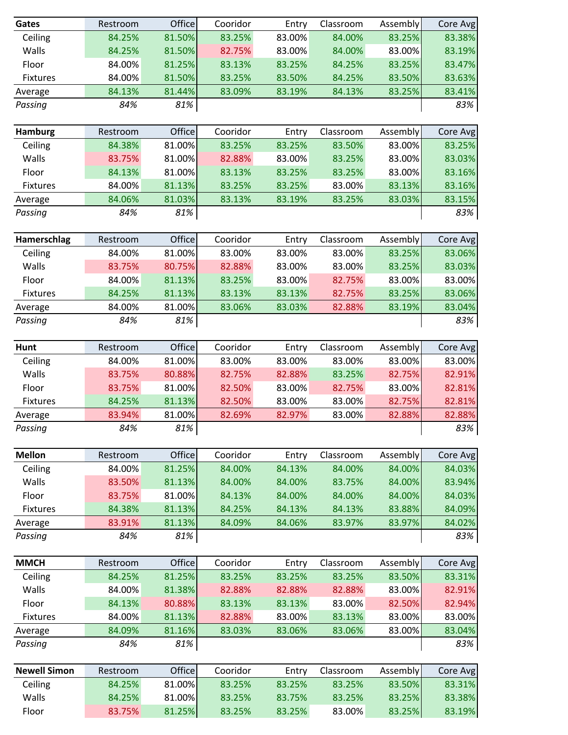| Gates | Restroom | Office | Cooridor | Entry | Classroom | Assembly | Core Avg |
|---|---|---|---|---|---|---|---|
| Ceiling | 84.25% | 81.50% | 83.25% | 83.00% | 84.00% | 83.25% | 83.38% |
| Walls | 84.25% | 81.50% | 82.75% | 83.00% | 84.00% | 83.00% | 83.19% |
| Floor | 84.00% | 81.25% | 83.13% | 83.25% | 84.25% | 83.25% | 83.47% |
| Fixtures | 84.00% | 81.50% | 83.25% | 83.50% | 84.25% | 83.50% | 83.63% |
| Average | 84.13% | 81.44% | 83.09% | 83.19% | 84.13% | 83.25% | 83.41% |
| *Passing* | *84%* | *81%* | | | | | *83%* |

| Hamburg | Restroom | Office | Cooridor | Entry | Classroom | Assembly | Core Avg |
|---|---|---|---|---|---|---|---|
| Ceiling | 84.38% | 81.00% | 83.25% | 83.25% | 83.50% | 83.00% | 83.25% |
| Walls | 83.75% | 81.00% | 82.88% | 83.00% | 83.25% | 83.00% | 83.03% |
| Floor | 84.13% | 81.00% | 83.13% | 83.25% | 83.25% | 83.00% | 83.16% |
| Fixtures | 84.00% | 81.13% | 83.25% | 83.25% | 83.00% | 83.13% | 83.16% |
| Average | 84.06% | 81.03% | 83.13% | 83.19% | 83.25% | 83.03% | 83.15% |
| *Passing* | *84%* | *81%* | | | | | *83%* |

| Hamerschlag | Restroom | Office | Cooridor | Entry | Classroom | Assembly | Core Avg |
|---|---|---|---|---|---|---|---|
| Ceiling | 84.00% | 81.00% | 83.00% | 83.00% | 83.00% | 83.25% | 83.06% |
| Walls | 83.75% | 80.75% | 82.88% | 83.00% | 83.00% | 83.25% | 83.03% |
| Floor | 84.00% | 81.13% | 83.25% | 83.00% | 82.75% | 83.00% | 83.00% |
| Fixtures | 84.25% | 81.13% | 83.13% | 83.13% | 82.75% | 83.25% | 83.06% |
| Average | 84.00% | 81.00% | 83.06% | 83.03% | 82.88% | 83.19% | 83.04% |
| *Passing* | *84%* | *81%* | | | | | *83%* |

| Hunt | Restroom | Office | Cooridor | Entry | Classroom | Assembly | Core Avg |
|---|---|---|---|---|---|---|---|
| Ceiling | 84.00% | 81.00% | 83.00% | 83.00% | 83.00% | 83.00% | 83.00% |
| Walls | 83.75% | 80.88% | 82.75% | 82.88% | 83.25% | 82.75% | 82.91% |
| Floor | 83.75% | 81.00% | 82.50% | 83.00% | 82.75% | 83.00% | 82.81% |
| Fixtures | 84.25% | 81.13% | 82.50% | 83.00% | 83.00% | 82.75% | 82.81% |
| Average | 83.94% | 81.00% | 82.69% | 82.97% | 83.00% | 82.88% | 82.88% |
| *Passing* | *84%* | *81%* | | | | | *83%* |

| Mellon | Restroom | Office | Cooridor | Entry | Classroom | Assembly | Core Avg |
|---|---|---|---|---|---|---|---|
| Ceiling | 84.00% | 81.25% | 84.00% | 84.13% | 84.00% | 84.00% | 84.03% |
| Walls | 83.50% | 81.13% | 84.00% | 84.00% | 83.75% | 84.00% | 83.94% |
| Floor | 83.75% | 81.00% | 84.13% | 84.00% | 84.00% | 84.00% | 84.03% |
| Fixtures | 84.38% | 81.13% | 84.25% | 84.13% | 84.13% | 83.88% | 84.09% |
| Average | 83.91% | 81.13% | 84.09% | 84.06% | 83.97% | 83.97% | 84.02% |
| *Passing* | *84%* | *81%* | | | | | *83%* |

| MMCH | Restroom | Office | Cooridor | Entry | Classroom | Assembly | Core Avg |
|---|---|---|---|---|---|---|---|
| Ceiling | 84.25% | 81.25% | 83.25% | 83.25% | 83.25% | 83.50% | 83.31% |
| Walls | 84.00% | 81.38% | 82.88% | 82.88% | 82.88% | 83.00% | 82.91% |
| Floor | 84.13% | 80.88% | 83.13% | 83.13% | 83.00% | 82.50% | 82.94% |
| Fixtures | 84.00% | 81.13% | 82.88% | 83.00% | 83.13% | 83.00% | 83.00% |
| Average | 84.09% | 81.16% | 83.03% | 83.06% | 83.06% | 83.00% | 83.04% |
| *Passing* | *84%* | *81%* | | | | | *83%* |

| Newell Simon | Restroom | Office | Cooridor | Entry | Classroom | Assembly | Core Avg |
|---|---|---|---|---|---|---|---|
| Ceiling | 84.25% | 81.00% | 83.25% | 83.25% | 83.25% | 83.50% | 83.31% |
| Walls | 84.25% | 81.00% | 83.25% | 83.75% | 83.25% | 83.25% | 83.38% |
| Floor | 83.75% | 81.25% | 83.25% | 83.25% | 83.00% | 83.25% | 83.19% |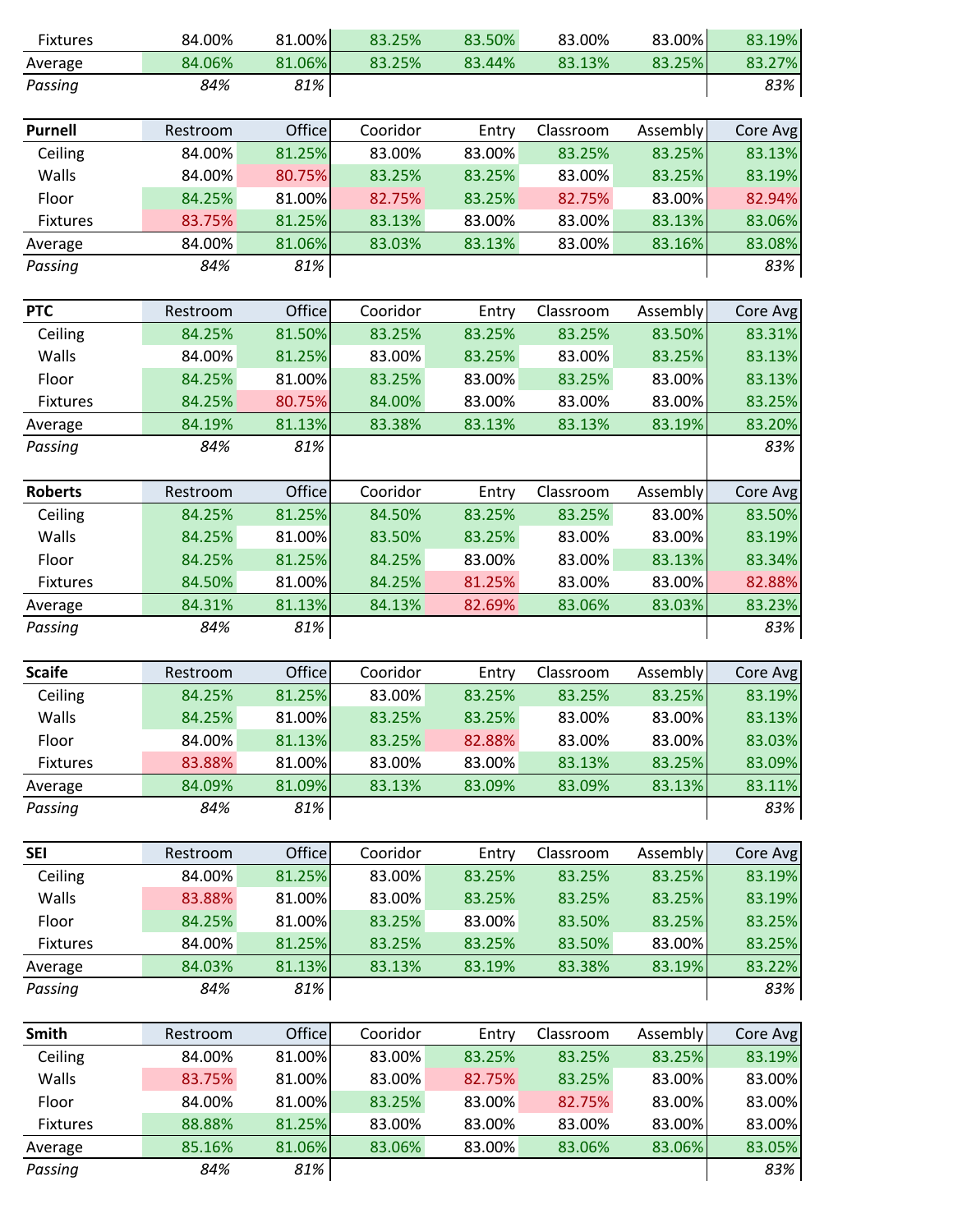| | | | | | | | |
|---|---|---|---|---|---|---|---|
| Fixtures | 84.00% | 81.00% | 83.25% | 83.50% | 83.00% | 83.00% | 83.19% |
| Average | 84.06% | 81.06% | 83.25% | 83.44% | 83.13% | 83.25% | 83.27% |
| *Passing* | *84%* | *81%* | | | | | *83%* |

| **Purnell** | Restroom | Office | Cooridor | Entry | Classroom | Assembly | Core Avg |
|---|---|---|---|---|---|---|---|
| Ceiling | 84.00% | 81.25% | 83.00% | 83.00% | 83.25% | 83.25% | 83.13% |
| Walls | 84.00% | 80.75% | 83.25% | 83.25% | 83.00% | 83.25% | 83.19% |
| Floor | 84.25% | 81.00% | 82.75% | 83.25% | 82.75% | 83.00% | 82.94% |
| Fixtures | 83.75% | 81.25% | 83.13% | 83.00% | 83.00% | 83.13% | 83.06% |
| Average | 84.00% | 81.06% | 83.03% | 83.13% | 83.00% | 83.16% | 83.08% |
| *Passing* | *84%* | *81%* | | | | | *83%* |

| **PTC** | Restroom | Office | Cooridor | Entry | Classroom | Assembly | Core Avg |
|---|---|---|---|---|---|---|---|
| Ceiling | 84.25% | 81.50% | 83.25% | 83.25% | 83.25% | 83.50% | 83.31% |
| Walls | 84.00% | 81.25% | 83.00% | 83.25% | 83.00% | 83.25% | 83.13% |
| Floor | 84.25% | 81.00% | 83.25% | 83.00% | 83.25% | 83.00% | 83.13% |
| Fixtures | 84.25% | 80.75% | 84.00% | 83.00% | 83.00% | 83.00% | 83.25% |
| Average | 84.19% | 81.13% | 83.38% | 83.13% | 83.13% | 83.19% | 83.20% |
| *Passing* | *84%* | *81%* | | | | | *83%* |

| **Roberts** | Restroom | Office | Cooridor | Entry | Classroom | Assembly | Core Avg |
|---|---|---|---|---|---|---|---|
| Ceiling | 84.25% | 81.25% | 84.50% | 83.25% | 83.25% | 83.00% | 83.50% |
| Walls | 84.25% | 81.00% | 83.50% | 83.25% | 83.00% | 83.00% | 83.19% |
| Floor | 84.25% | 81.25% | 84.25% | 83.00% | 83.00% | 83.13% | 83.34% |
| Fixtures | 84.50% | 81.00% | 84.25% | 81.25% | 83.00% | 83.00% | 82.88% |
| Average | 84.31% | 81.13% | 84.13% | 82.69% | 83.06% | 83.03% | 83.23% |
| *Passing* | *84%* | *81%* | | | | | *83%* |

| **Scaife** | Restroom | Office | Cooridor | Entry | Classroom | Assembly | Core Avg |
|---|---|---|---|---|---|---|---|
| Ceiling | 84.25% | 81.25% | 83.00% | 83.25% | 83.25% | 83.25% | 83.19% |
| Walls | 84.25% | 81.00% | 83.25% | 83.25% | 83.00% | 83.00% | 83.13% |
| Floor | 84.00% | 81.13% | 83.25% | 82.88% | 83.00% | 83.00% | 83.03% |
| Fixtures | 83.88% | 81.00% | 83.00% | 83.00% | 83.13% | 83.25% | 83.09% |
| Average | 84.09% | 81.09% | 83.13% | 83.09% | 83.09% | 83.13% | 83.11% |
| *Passing* | *84%* | *81%* | | | | | *83%* |

| **SEI** | Restroom | Office | Cooridor | Entry | Classroom | Assembly | Core Avg |
|---|---|---|---|---|---|---|---|
| Ceiling | 84.00% | 81.25% | 83.00% | 83.25% | 83.25% | 83.25% | 83.19% |
| Walls | 83.88% | 81.00% | 83.00% | 83.25% | 83.25% | 83.25% | 83.19% |
| Floor | 84.25% | 81.00% | 83.25% | 83.00% | 83.50% | 83.25% | 83.25% |
| Fixtures | 84.00% | 81.25% | 83.25% | 83.25% | 83.50% | 83.00% | 83.25% |
| Average | 84.03% | 81.13% | 83.13% | 83.19% | 83.38% | 83.19% | 83.22% |
| *Passing* | *84%* | *81%* | | | | | *83%* |

| **Smith** | Restroom | Office | Cooridor | Entry | Classroom | Assembly | Core Avg |
|---|---|---|---|---|---|---|---|
| Ceiling | 84.00% | 81.00% | 83.00% | 83.25% | 83.25% | 83.25% | 83.19% |
| Walls | 83.75% | 81.00% | 83.00% | 82.75% | 83.25% | 83.00% | 83.00% |
| Floor | 84.00% | 81.00% | 83.25% | 83.00% | 82.75% | 83.00% | 83.00% |
| Fixtures | 88.88% | 81.25% | 83.00% | 83.00% | 83.00% | 83.00% | 83.00% |
| Average | 85.16% | 81.06% | 83.06% | 83.00% | 83.06% | 83.06% | 83.05% |
| *Passing* | *84%* | *81%* | | | | | *83%* |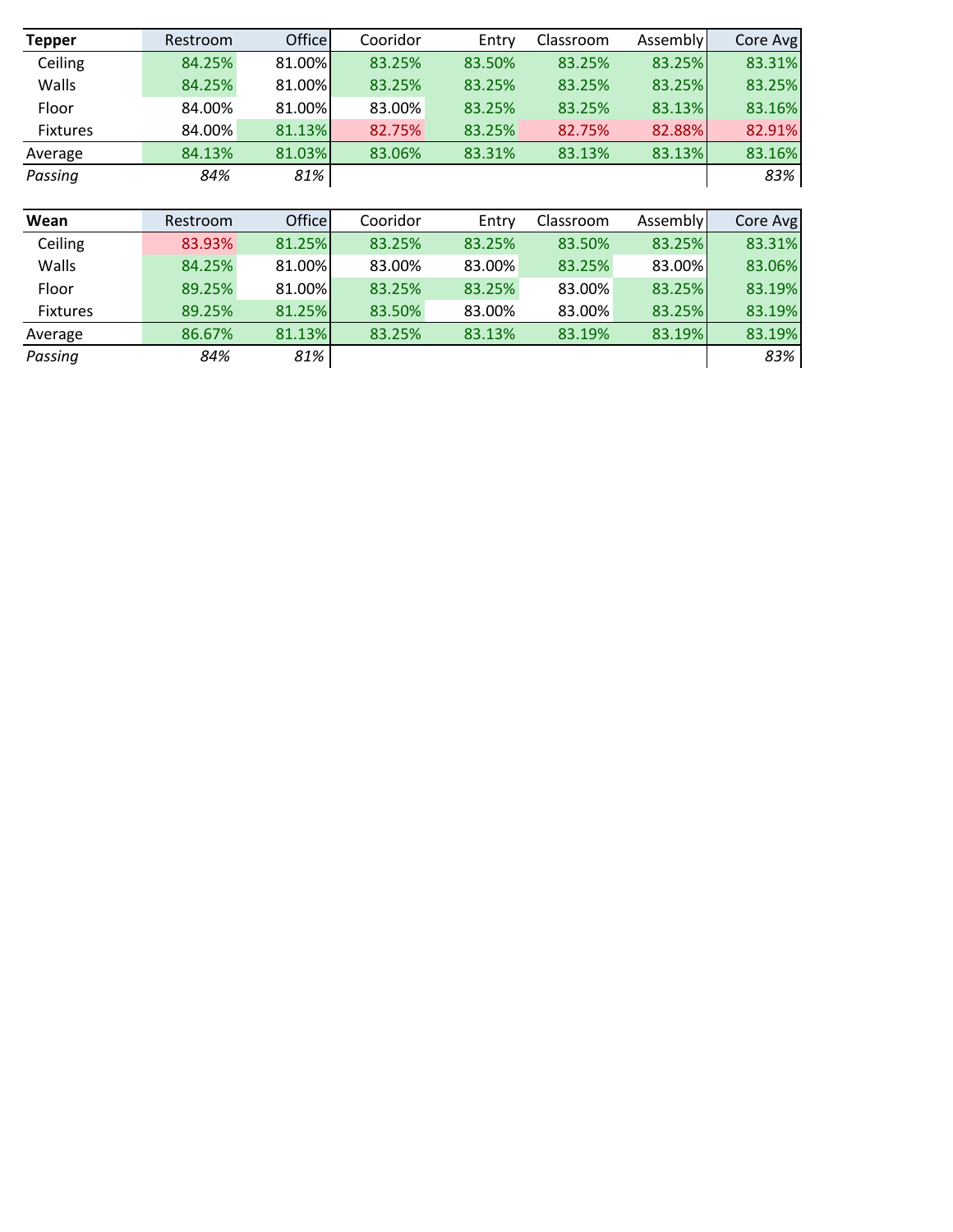| Tepper | Restroom | Office | Cooridor | Entry | Classroom | Assembly | Core Avg |
|---|---|---|---|---|---|---|---|
| Ceiling | 84.25% | 81.00% | 83.25% | 83.50% | 83.25% | 83.25% | 83.31% |
| Walls | 84.25% | 81.00% | 83.25% | 83.25% | 83.25% | 83.25% | 83.25% |
| Floor | 84.00% | 81.00% | 83.00% | 83.25% | 83.25% | 83.13% | 83.16% |
| Fixtures | 84.00% | 81.13% | 82.75% | 83.25% | 82.75% | 82.88% | 82.91% |
| Average | 84.13% | 81.03% | 83.06% | 83.31% | 83.13% | 83.13% | 83.16% |
| *Passing* | *84%* | *81%* | | | | | *83%* |

| Wean | Restroom | Office | Cooridor | Entry | Classroom | Assembly | Core Avg |
|---|---|---|---|---|---|---|---|
| Ceiling | 83.93% | 81.25% | 83.25% | 83.25% | 83.50% | 83.25% | 83.31% |
| Walls | 84.25% | 81.00% | 83.00% | 83.00% | 83.25% | 83.00% | 83.06% |
| Floor | 89.25% | 81.00% | 83.25% | 83.25% | 83.00% | 83.25% | 83.19% |
| Fixtures | 89.25% | 81.25% | 83.50% | 83.00% | 83.00% | 83.25% | 83.19% |
| Average | 86.67% | 81.13% | 83.25% | 83.13% | 83.19% | 83.19% | 83.19% |
| *Passing* | *84%* | *81%* | | | | | *83%* |